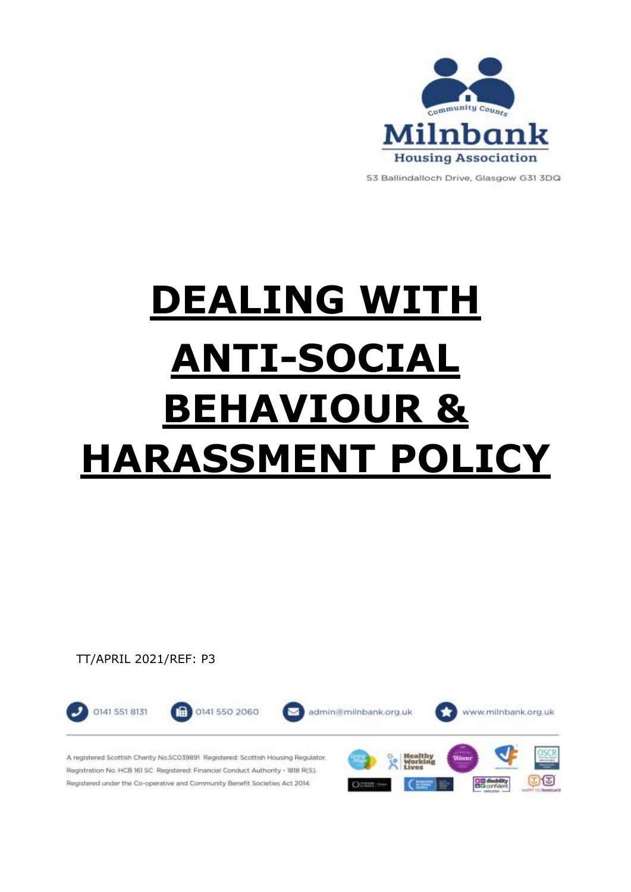Community Counts

**Milnbank**

**Housing Association**

53 Ballindalloch Drive, Glasgow G31 3DQ

# DEALING WITH ANTI-SOCIAL BEHAVIOUR & HARASSMENT POLICY

TT/APRIL 2021/REF: P3

0141 551 8131 | 0141 550 2060 | admin@milnbank.org.uk | www.milnbank.org.uk

A registered Scottish Charity No.SC039891 Registered: Scottish Housing Regulator. Registration No. HCB 161 SC Registered: Financial Conduct Authority - 1818 R(S). Registered under the Co-operative and Community Benefit Societies Act 2014.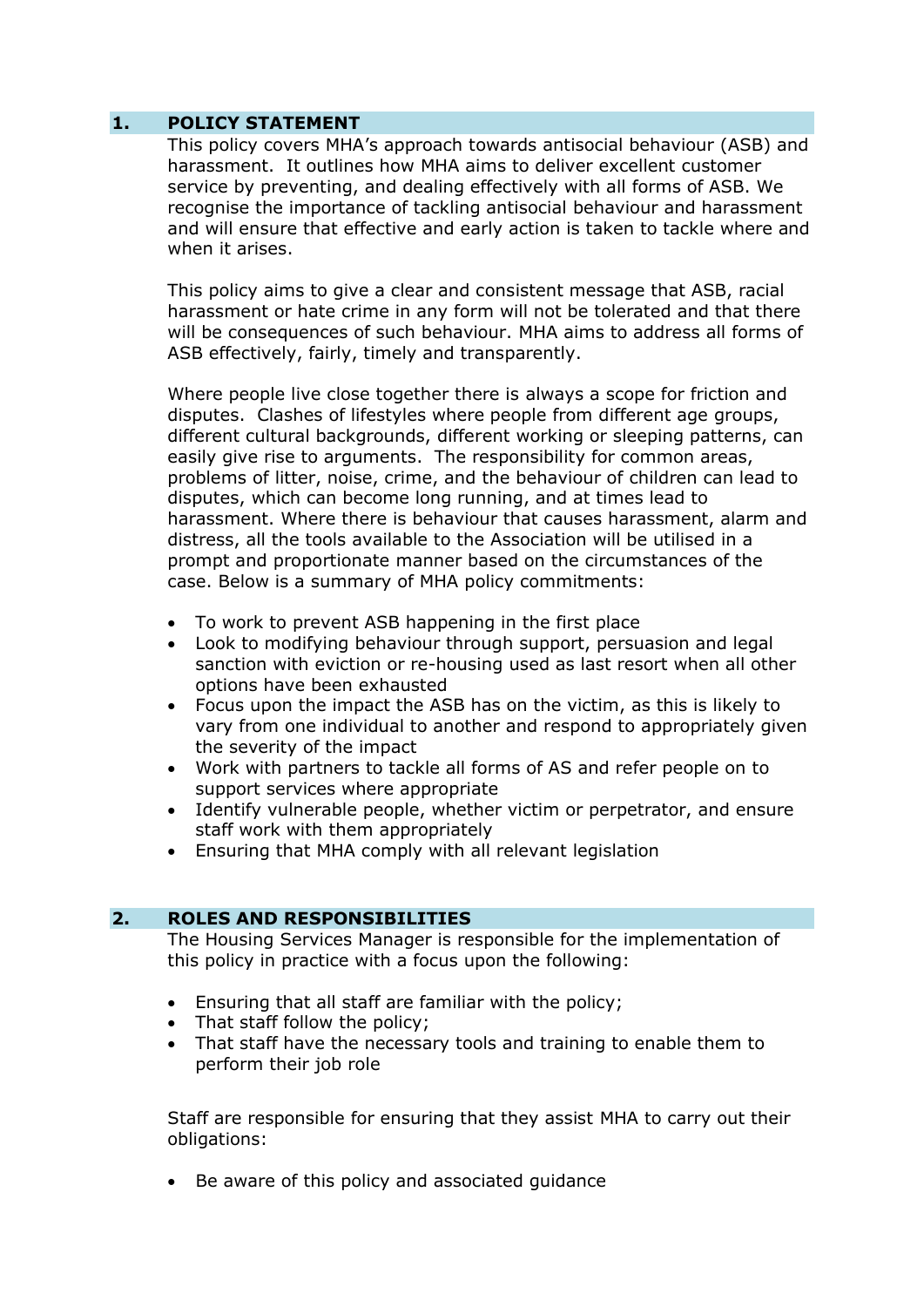## 1. POLICY STATEMENT

This policy covers MHA's approach towards antisocial behaviour (ASB) and harassment. It outlines how MHA aims to deliver excellent customer service by preventing, and dealing effectively with all forms of ASB. We recognise the importance of tackling antisocial behaviour and harassment and will ensure that effective and early action is taken to tackle where and when it arises.

This policy aims to give a clear and consistent message that ASB, racial harassment or hate crime in any form will not be tolerated and that there will be consequences of such behaviour. MHA aims to address all forms of ASB effectively, fairly, timely and transparently.

Where people live close together there is always a scope for friction and disputes. Clashes of lifestyles where people from different age groups, different cultural backgrounds, different working or sleeping patterns, can easily give rise to arguments. The responsibility for common areas, problems of litter, noise, crime, and the behaviour of children can lead to disputes, which can become long running, and at times lead to harassment. Where there is behaviour that causes harassment, alarm and distress, all the tools available to the Association will be utilised in a prompt and proportionate manner based on the circumstances of the case. Below is a summary of MHA policy commitments:

- To work to prevent ASB happening in the first place
- Look to modifying behaviour through support, persuasion and legal sanction with eviction or re-housing used as last resort when all other options have been exhausted
- Focus upon the impact the ASB has on the victim, as this is likely to vary from one individual to another and respond to appropriately given the severity of the impact
- Work with partners to tackle all forms of AS and refer people on to support services where appropriate
- Identify vulnerable people, whether victim or perpetrator, and ensure staff work with them appropriately
- Ensuring that MHA comply with all relevant legislation

## 2. ROLES AND RESPONSIBILITIES

The Housing Services Manager is responsible for the implementation of this policy in practice with a focus upon the following:

- Ensuring that all staff are familiar with the policy;
- That staff follow the policy;
- That staff have the necessary tools and training to enable them to perform their job role

Staff are responsible for ensuring that they assist MHA to carry out their obligations:

- Be aware of this policy and associated guidance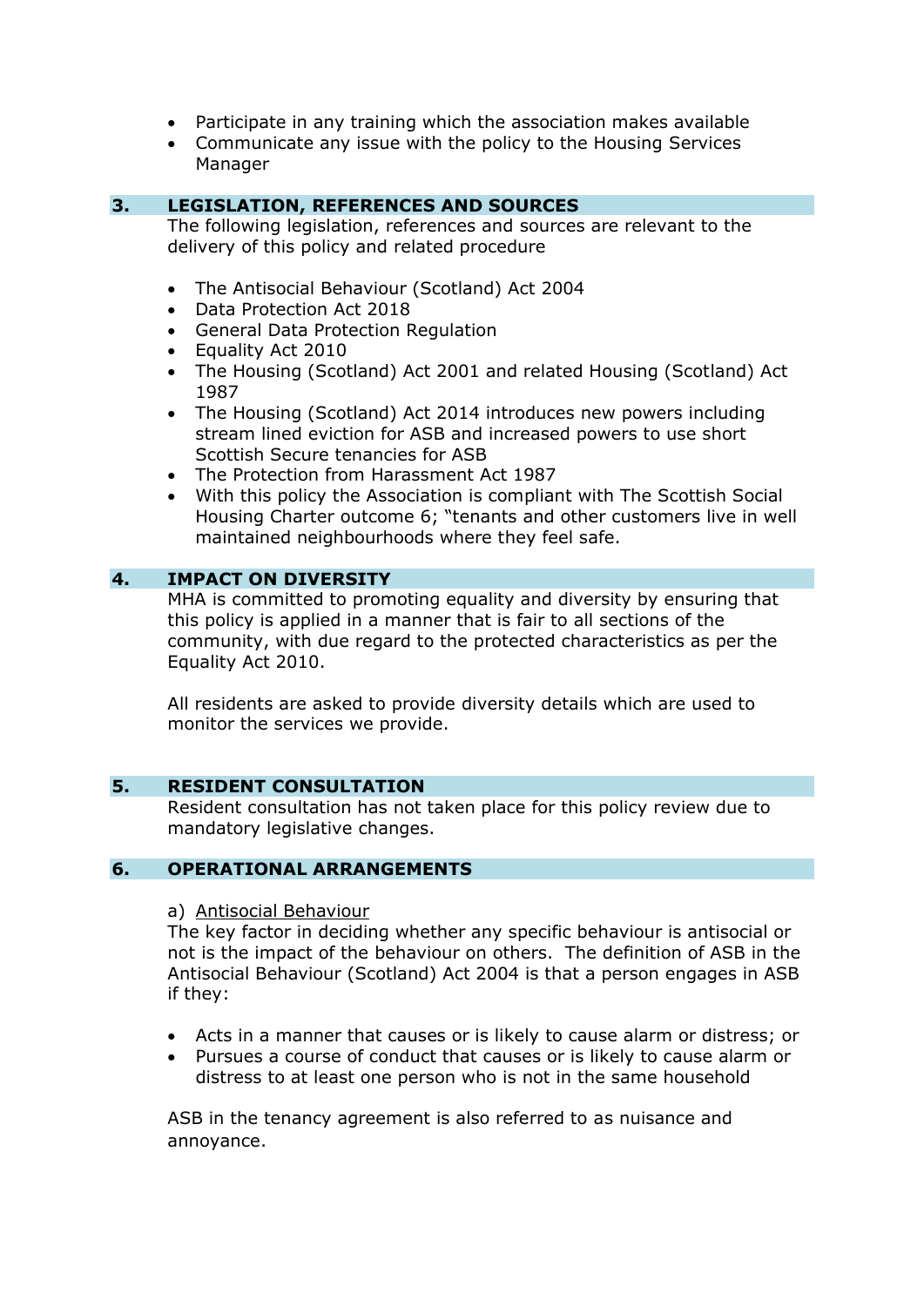- Participate in any training which the association makes available
- Communicate any issue with the policy to the Housing Services Manager

## 3. LEGISLATION, REFERENCES AND SOURCES

The following legislation, references and sources are relevant to the delivery of this policy and related procedure

- The Antisocial Behaviour (Scotland) Act 2004
- Data Protection Act 2018
- General Data Protection Regulation
- Equality Act 2010
- The Housing (Scotland) Act 2001 and related Housing (Scotland) Act 1987
- The Housing (Scotland) Act 2014 introduces new powers including stream lined eviction for ASB and increased powers to use short Scottish Secure tenancies for ASB
- The Protection from Harassment Act 1987
- With this policy the Association is compliant with The Scottish Social Housing Charter outcome 6; "tenants and other customers live in well maintained neighbourhoods where they feel safe.

## 4. IMPACT ON DIVERSITY

MHA is committed to promoting equality and diversity by ensuring that this policy is applied in a manner that is fair to all sections of the community, with due regard to the protected characteristics as per the Equality Act 2010.

All residents are asked to provide diversity details which are used to monitor the services we provide.

## 5. RESIDENT CONSULTATION

Resident consultation has not taken place for this policy review due to mandatory legislative changes.

## 6. OPERATIONAL ARRANGEMENTS

a) Antisocial Behaviour

The key factor in deciding whether any specific behaviour is antisocial or not is the impact of the behaviour on others. The definition of ASB in the Antisocial Behaviour (Scotland) Act 2004 is that a person engages in ASB if they:

- Acts in a manner that causes or is likely to cause alarm or distress; or
- Pursues a course of conduct that causes or is likely to cause alarm or distress to at least one person who is not in the same household

ASB in the tenancy agreement is also referred to as nuisance and annoyance.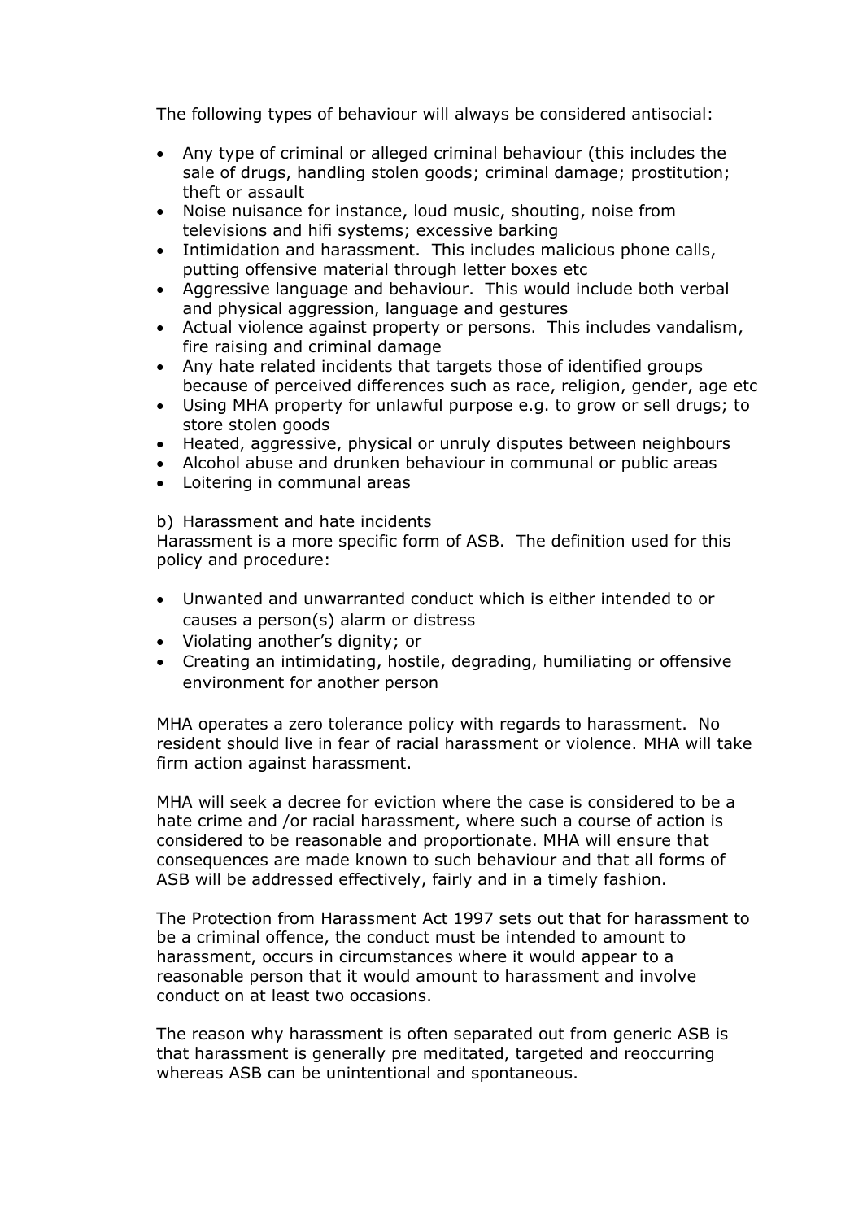The following types of behaviour will always be considered antisocial:

- Any type of criminal or alleged criminal behaviour (this includes the sale of drugs, handling stolen goods; criminal damage; prostitution; theft or assault
- Noise nuisance for instance, loud music, shouting, noise from televisions and hifi systems; excessive barking
- Intimidation and harassment. This includes malicious phone calls, putting offensive material through letter boxes etc
- Aggressive language and behaviour. This would include both verbal and physical aggression, language and gestures
- Actual violence against property or persons. This includes vandalism, fire raising and criminal damage
- Any hate related incidents that targets those of identified groups because of perceived differences such as race, religion, gender, age etc
- Using MHA property for unlawful purpose e.g. to grow or sell drugs; to store stolen goods
- Heated, aggressive, physical or unruly disputes between neighbours
- Alcohol abuse and drunken behaviour in communal or public areas
- Loitering in communal areas

b) <u>Harassment and hate incidents</u>

Harassment is a more specific form of ASB. The definition used for this policy and procedure:

- Unwanted and unwarranted conduct which is either intended to or causes a person(s) alarm or distress
- Violating another's dignity; or
- Creating an intimidating, hostile, degrading, humiliating or offensive environment for another person

MHA operates a zero tolerance policy with regards to harassment. No resident should live in fear of racial harassment or violence. MHA will take firm action against harassment.

MHA will seek a decree for eviction where the case is considered to be a hate crime and /or racial harassment, where such a course of action is considered to be reasonable and proportionate. MHA will ensure that consequences are made known to such behaviour and that all forms of ASB will be addressed effectively, fairly and in a timely fashion.

The Protection from Harassment Act 1997 sets out that for harassment to be a criminal offence, the conduct must be intended to amount to harassment, occurs in circumstances where it would appear to a reasonable person that it would amount to harassment and involve conduct on at least two occasions.

The reason why harassment is often separated out from generic ASB is that harassment is generally pre meditated, targeted and reoccurring whereas ASB can be unintentional and spontaneous.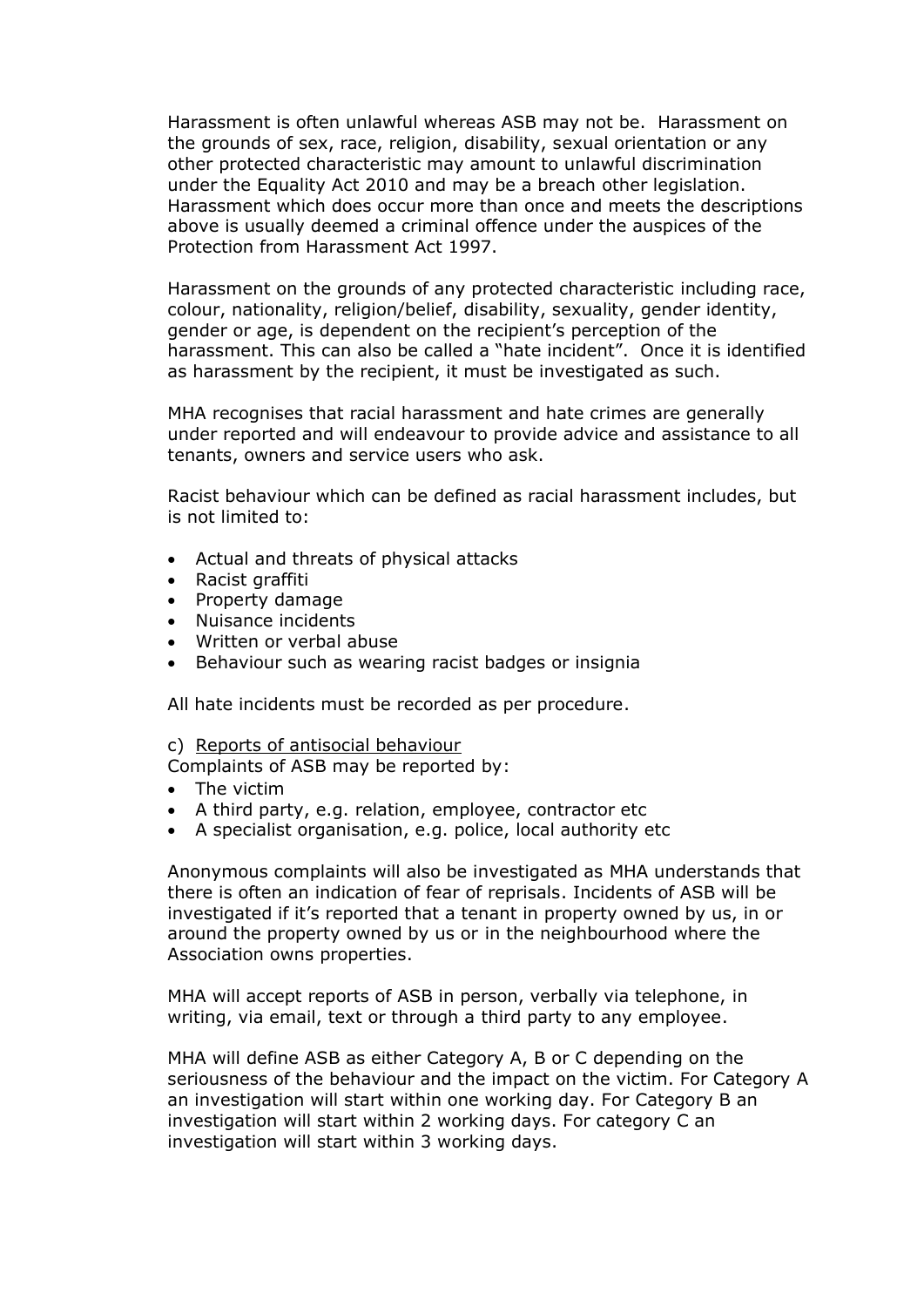Harassment is often unlawful whereas ASB may not be. Harassment on the grounds of sex, race, religion, disability, sexual orientation or any other protected characteristic may amount to unlawful discrimination under the Equality Act 2010 and may be a breach other legislation. Harassment which does occur more than once and meets the descriptions above is usually deemed a criminal offence under the auspices of the Protection from Harassment Act 1997.

Harassment on the grounds of any protected characteristic including race, colour, nationality, religion/belief, disability, sexuality, gender identity, gender or age, is dependent on the recipient's perception of the harassment. This can also be called a "hate incident". Once it is identified as harassment by the recipient, it must be investigated as such.

MHA recognises that racial harassment and hate crimes are generally under reported and will endeavour to provide advice and assistance to all tenants, owners and service users who ask.

Racist behaviour which can be defined as racial harassment includes, but is not limited to:

- Actual and threats of physical attacks
- Racist graffiti
- Property damage
- Nuisance incidents
- Written or verbal abuse
- Behaviour such as wearing racist badges or insignia

All hate incidents must be recorded as per procedure.

c) <u>Reports of antisocial behaviour</u>

Complaints of ASB may be reported by:

- The victim
- A third party, e.g. relation, employee, contractor etc
- A specialist organisation, e.g. police, local authority etc

Anonymous complaints will also be investigated as MHA understands that there is often an indication of fear of reprisals. Incidents of ASB will be investigated if it's reported that a tenant in property owned by us, in or around the property owned by us or in the neighbourhood where the Association owns properties.

MHA will accept reports of ASB in person, verbally via telephone, in writing, via email, text or through a third party to any employee.

MHA will define ASB as either Category A, B or C depending on the seriousness of the behaviour and the impact on the victim. For Category A an investigation will start within one working day. For Category B an investigation will start within 2 working days. For category C an investigation will start within 3 working days.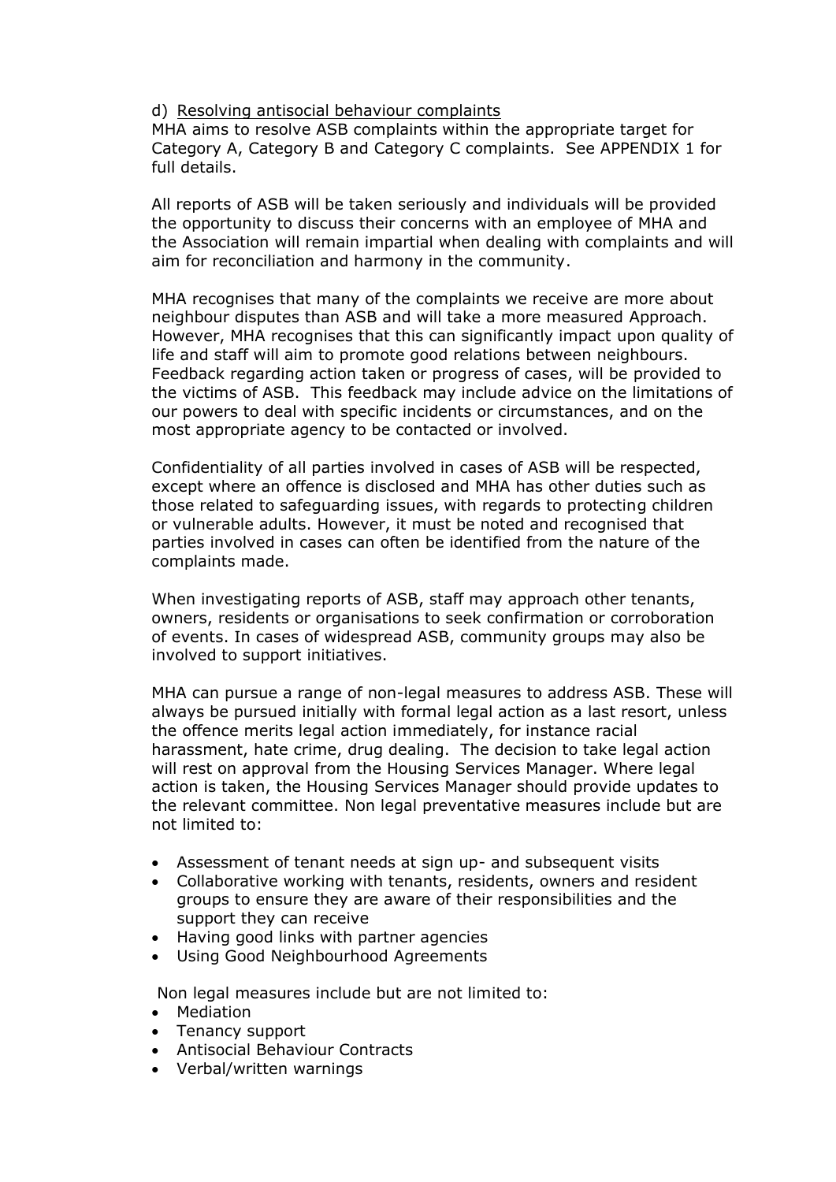d) <u>Resolving antisocial behaviour complaints</u>

MHA aims to resolve ASB complaints within the appropriate target for Category A, Category B and Category C complaints. See APPENDIX 1 for full details.

All reports of ASB will be taken seriously and individuals will be provided the opportunity to discuss their concerns with an employee of MHA and the Association will remain impartial when dealing with complaints and will aim for reconciliation and harmony in the community.

MHA recognises that many of the complaints we receive are more about neighbour disputes than ASB and will take a more measured Approach. However, MHA recognises that this can significantly impact upon quality of life and staff will aim to promote good relations between neighbours. Feedback regarding action taken or progress of cases, will be provided to the victims of ASB. This feedback may include advice on the limitations of our powers to deal with specific incidents or circumstances, and on the most appropriate agency to be contacted or involved.

Confidentiality of all parties involved in cases of ASB will be respected, except where an offence is disclosed and MHA has other duties such as those related to safeguarding issues, with regards to protecting children or vulnerable adults. However, it must be noted and recognised that parties involved in cases can often be identified from the nature of the complaints made.

When investigating reports of ASB, staff may approach other tenants, owners, residents or organisations to seek confirmation or corroboration of events. In cases of widespread ASB, community groups may also be involved to support initiatives.

MHA can pursue a range of non-legal measures to address ASB. These will always be pursued initially with formal legal action as a last resort, unless the offence merits legal action immediately, for instance racial harassment, hate crime, drug dealing. The decision to take legal action will rest on approval from the Housing Services Manager. Where legal action is taken, the Housing Services Manager should provide updates to the relevant committee. Non legal preventative measures include but are not limited to:

- Assessment of tenant needs at sign up- and subsequent visits
- Collaborative working with tenants, residents, owners and resident groups to ensure they are aware of their responsibilities and the support they can receive
- Having good links with partner agencies
- Using Good Neighbourhood Agreements

Non legal measures include but are not limited to:

- Mediation
- Tenancy support
- Antisocial Behaviour Contracts
- Verbal/written warnings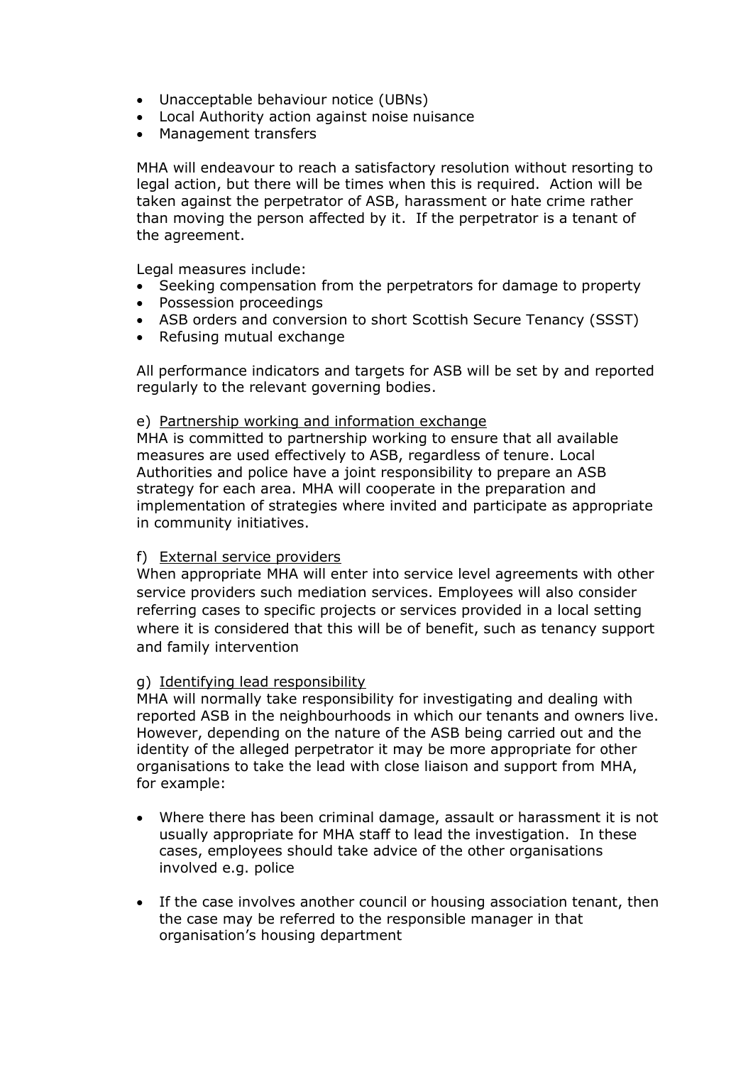- Unacceptable behaviour notice (UBNs)
- Local Authority action against noise nuisance
- Management transfers

MHA will endeavour to reach a satisfactory resolution without resorting to legal action, but there will be times when this is required. Action will be taken against the perpetrator of ASB, harassment or hate crime rather than moving the person affected by it. If the perpetrator is a tenant of the agreement.

Legal measures include:

- Seeking compensation from the perpetrators for damage to property
- Possession proceedings
- ASB orders and conversion to short Scottish Secure Tenancy (SSST)
- Refusing mutual exchange

All performance indicators and targets for ASB will be set by and reported regularly to the relevant governing bodies.

e) <u>Partnership working and information exchange</u>
MHA is committed to partnership working to ensure that all available measures are used effectively to ASB, regardless of tenure. Local Authorities and police have a joint responsibility to prepare an ASB strategy for each area. MHA will cooperate in the preparation and implementation of strategies where invited and participate as appropriate in community initiatives.

f) <u>External service providers</u>
When appropriate MHA will enter into service level agreements with other service providers such mediation services. Employees will also consider referring cases to specific projects or services provided in a local setting where it is considered that this will be of benefit, such as tenancy support and family intervention

g) <u>Identifying lead responsibility</u>
MHA will normally take responsibility for investigating and dealing with reported ASB in the neighbourhoods in which our tenants and owners live. However, depending on the nature of the ASB being carried out and the identity of the alleged perpetrator it may be more appropriate for other organisations to take the lead with close liaison and support from MHA, for example:

- Where there has been criminal damage, assault or harassment it is not usually appropriate for MHA staff to lead the investigation. In these cases, employees should take advice of the other organisations involved e.g. police

- If the case involves another council or housing association tenant, then the case may be referred to the responsible manager in that organisation's housing department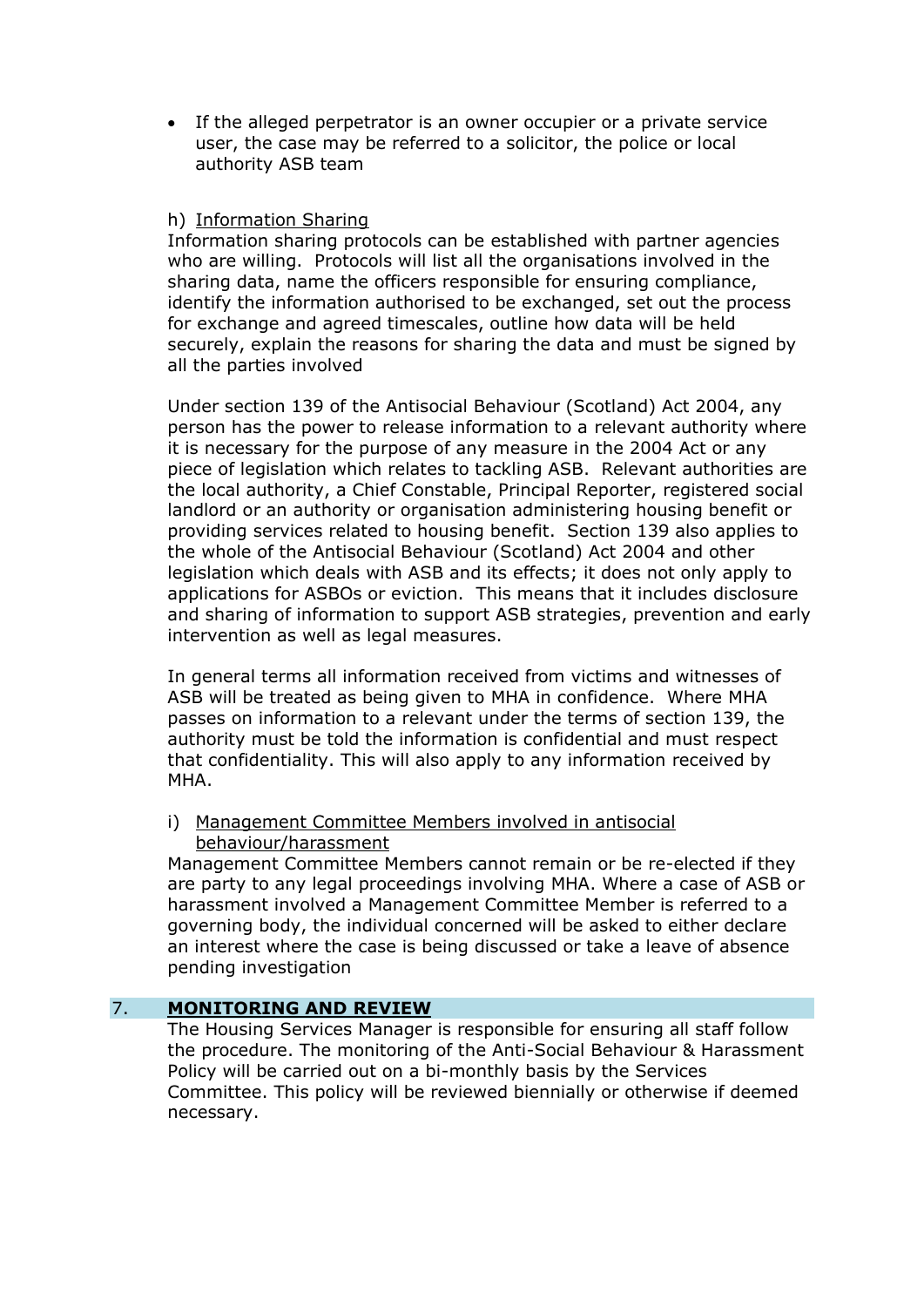- If the alleged perpetrator is an owner occupier or a private service user, the case may be referred to a solicitor, the police or local authority ASB team

h) Information Sharing

Information sharing protocols can be established with partner agencies who are willing. Protocols will list all the organisations involved in the sharing data, name the officers responsible for ensuring compliance, identify the information authorised to be exchanged, set out the process for exchange and agreed timescales, outline how data will be held securely, explain the reasons for sharing the data and must be signed by all the parties involved

Under section 139 of the Antisocial Behaviour (Scotland) Act 2004, any person has the power to release information to a relevant authority where it is necessary for the purpose of any measure in the 2004 Act or any piece of legislation which relates to tackling ASB. Relevant authorities are the local authority, a Chief Constable, Principal Reporter, registered social landlord or an authority or organisation administering housing benefit or providing services related to housing benefit. Section 139 also applies to the whole of the Antisocial Behaviour (Scotland) Act 2004 and other legislation which deals with ASB and its effects; it does not only apply to applications for ASBOs or eviction. This means that it includes disclosure and sharing of information to support ASB strategies, prevention and early intervention as well as legal measures.

In general terms all information received from victims and witnesses of ASB will be treated as being given to MHA in confidence. Where MHA passes on information to a relevant under the terms of section 139, the authority must be told the information is confidential and must respect that confidentiality. This will also apply to any information received by MHA.

i) Management Committee Members involved in antisocial behaviour/harassment

Management Committee Members cannot remain or be re-elected if they are party to any legal proceedings involving MHA. Where a case of ASB or harassment involved a Management Committee Member is referred to a governing body, the individual concerned will be asked to either declare an interest where the case is being discussed or take a leave of absence pending investigation

## 7. MONITORING AND REVIEW

The Housing Services Manager is responsible for ensuring all staff follow the procedure. The monitoring of the Anti-Social Behaviour & Harassment Policy will be carried out on a bi-monthly basis by the Services Committee. This policy will be reviewed biennially or otherwise if deemed necessary.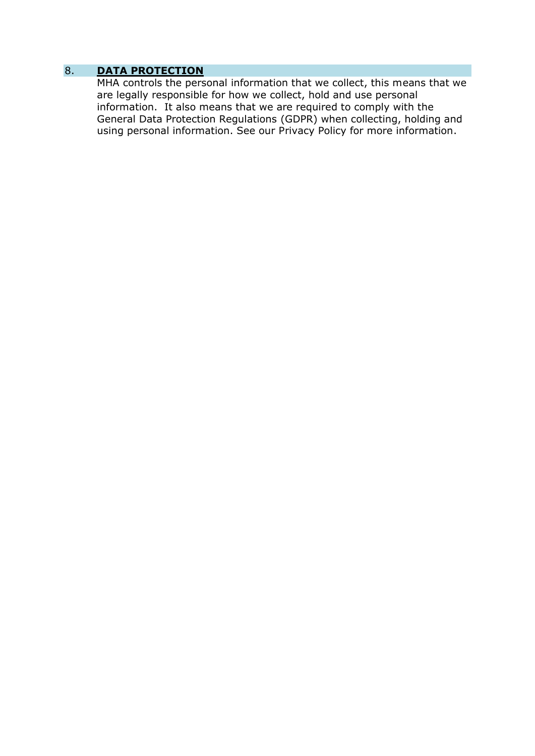## 8. **DATA PROTECTION**

MHA controls the personal information that we collect, this means that we are legally responsible for how we collect, hold and use personal information. It also means that we are required to comply with the General Data Protection Regulations (GDPR) when collecting, holding and using personal information. See our Privacy Policy for more information.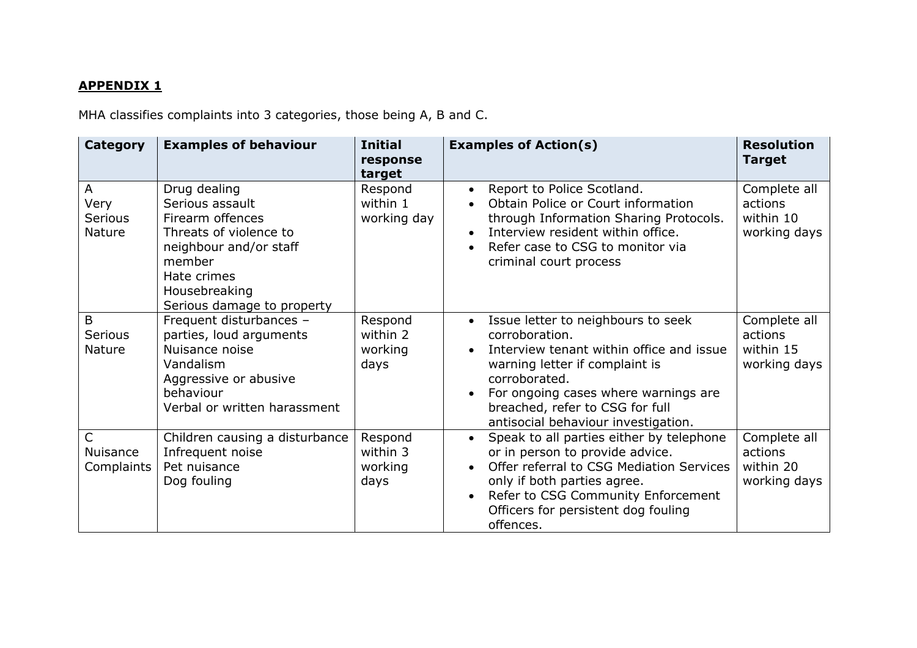**APPENDIX 1**

MHA classifies complaints into 3 categories, those being A, B and C.

| Category | Examples of behaviour | Initial response target | Examples of Action(s) | Resolution Target |
|---|---|---|---|---|
| A<br>Very Serious Nature | Drug dealing<br>Serious assault<br>Firearm offences<br>Threats of violence to neighbour and/or staff member<br>Hate crimes<br>Housebreaking<br>Serious damage to property | Respond within 1 working day | • Report to Police Scotland.<br>• Obtain Police or Court information through Information Sharing Protocols.<br>• Interview resident within office.<br>• Refer case to CSG to monitor via criminal court process | Complete all actions within 10 working days |
| B<br>Serious Nature | Frequent disturbances – parties, loud arguments<br>Nuisance noise<br>Vandalism<br>Aggressive or abusive behaviour<br>Verbal or written harassment | Respond within 2 working days | • Issue letter to neighbours to seek corroboration.<br>• Interview tenant within office and issue warning letter if complaint is corroborated.<br>• For ongoing cases where warnings are breached, refer to CSG for full antisocial behaviour investigation. | Complete all actions within 15 working days |
| C<br>Nuisance Complaints | Children causing a disturbance<br>Infrequent noise<br>Pet nuisance<br>Dog fouling | Respond within 3 working days | • Speak to all parties either by telephone or in person to provide advice.<br>• Offer referral to CSG Mediation Services only if both parties agree.<br>• Refer to CSG Community Enforcement Officers for persistent dog fouling offences. | Complete all actions within 20 working days |